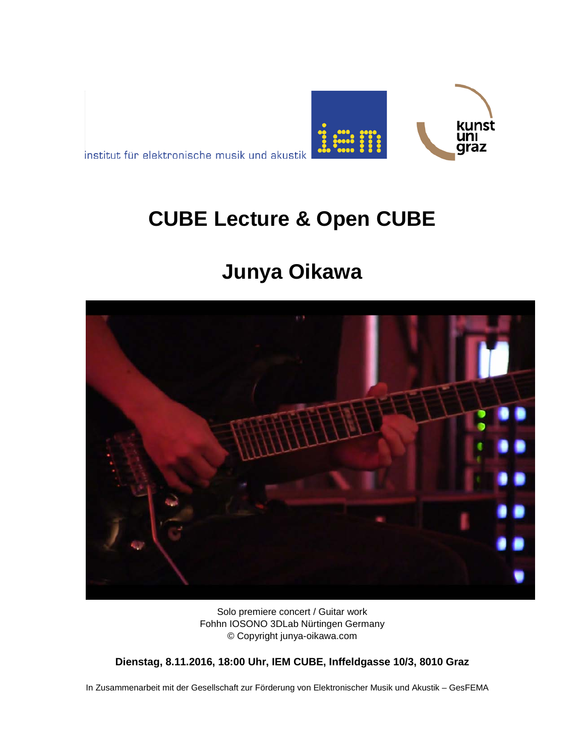institut für elektronische musik und akustik

# CUBE Lecture & Open CUBE

# Junya Oikawa

Solo premiere concert / Guitar work
Fohhn IOSONO 3DLab Nürtingen Germany
© Copyright junya-oikawa.com

**Dienstag, 8.11.2016, 18:00 Uhr, IEM CUBE, Inffeldgasse 10/3, 8010 Graz**

In Zusammenarbeit mit der Gesellschaft zur Förderung von Elektronischer Musik und Akustik – GesFEMA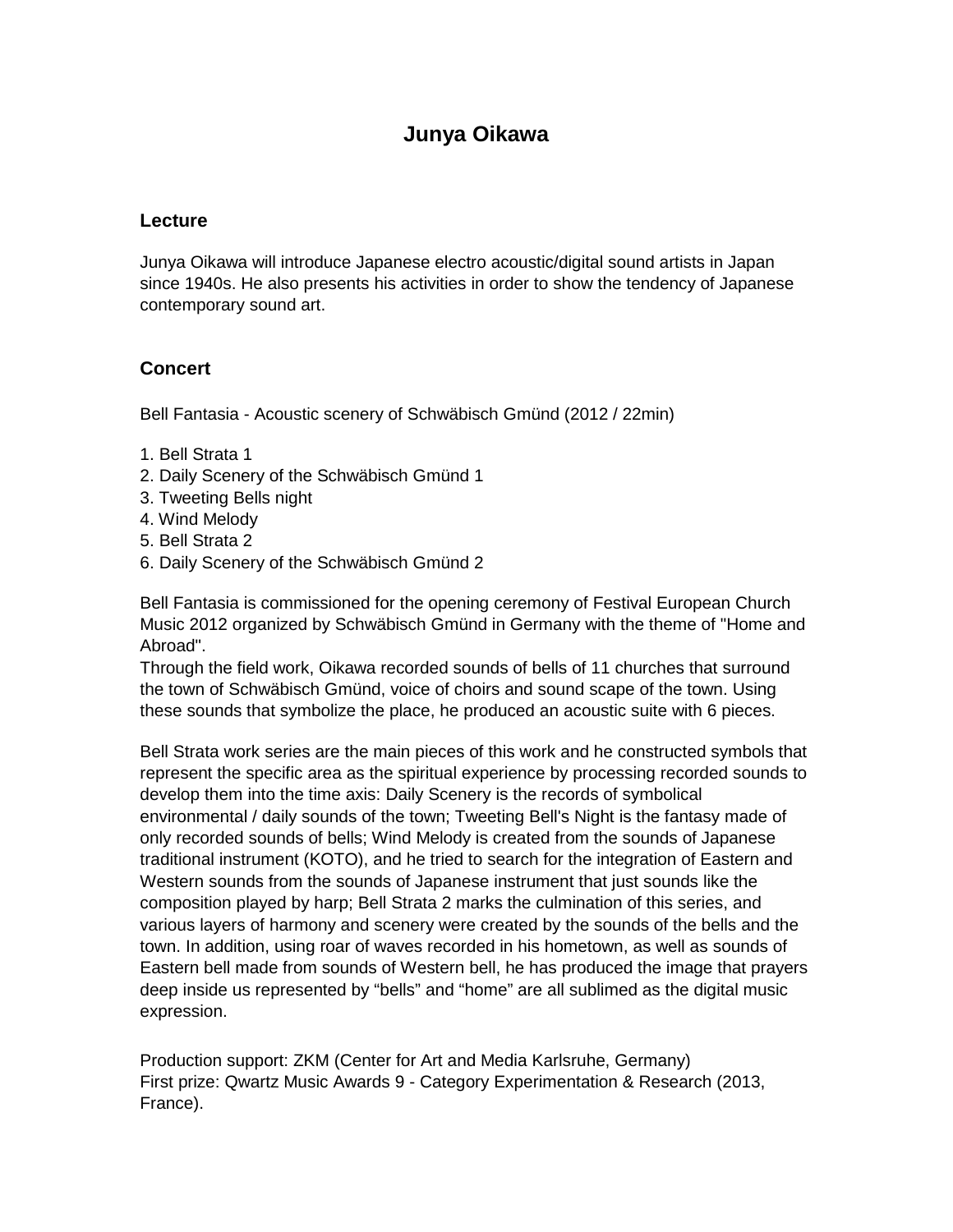# Junya Oikawa

## Lecture

Junya Oikawa will introduce Japanese electro acoustic/digital sound artists in Japan since 1940s. He also presents his activities in order to show the tendency of Japanese contemporary sound art.

## Concert

Bell Fantasia - Acoustic scenery of Schwäbisch Gmünd (2012 / 22min)

1. Bell Strata 1
2. Daily Scenery of the Schwäbisch Gmünd 1
3. Tweeting Bells night
4. Wind Melody
5. Bell Strata 2
6. Daily Scenery of the Schwäbisch Gmünd 2

Bell Fantasia is commissioned for the opening ceremony of Festival European Church Music 2012 organized by Schwäbisch Gmünd in Germany with the theme of "Home and Abroad".
Through the field work, Oikawa recorded sounds of bells of 11 churches that surround the town of Schwäbisch Gmünd, voice of choirs and sound scape of the town. Using these sounds that symbolize the place, he produced an acoustic suite with 6 pieces.

Bell Strata work series are the main pieces of this work and he constructed symbols that represent the specific area as the spiritual experience by processing recorded sounds to develop them into the time axis: Daily Scenery is the records of symbolical environmental / daily sounds of the town; Tweeting Bell's Night is the fantasy made of only recorded sounds of bells; Wind Melody is created from the sounds of Japanese traditional instrument (KOTO), and he tried to search for the integration of Eastern and Western sounds from the sounds of Japanese instrument that just sounds like the composition played by harp; Bell Strata 2 marks the culmination of this series, and various layers of harmony and scenery were created by the sounds of the bells and the town. In addition, using roar of waves recorded in his hometown, as well as sounds of Eastern bell made from sounds of Western bell, he has produced the image that prayers deep inside us represented by “bells” and “home” are all sublimed as the digital music expression.

Production support: ZKM (Center for Art and Media Karlsruhe, Germany)
First prize: Qwartz Music Awards 9 - Category Experimentation & Research (2013, France).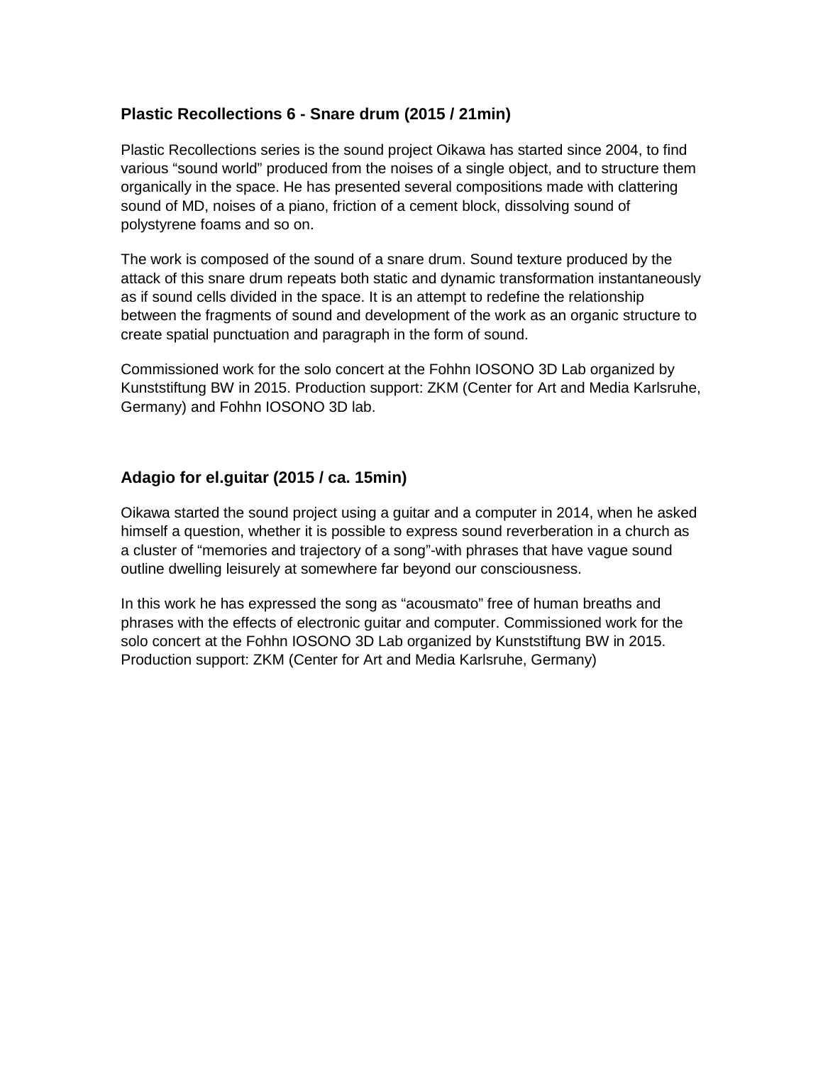### Plastic Recollections 6 - Snare drum (2015 / 21min)

Plastic Recollections series is the sound project Oikawa has started since 2004, to find various “sound world” produced from the noises of a single object, and to structure them organically in the space. He has presented several compositions made with clattering sound of MD, noises of a piano, friction of a cement block, dissolving sound of polystyrene foams and so on.

The work is composed of the sound of a snare drum. Sound texture produced by the attack of this snare drum repeats both static and dynamic transformation instantaneously as if sound cells divided in the space. It is an attempt to redefine the relationship between the fragments of sound and development of the work as an organic structure to create spatial punctuation and paragraph in the form of sound.

Commissioned work for the solo concert at the Fohhn IOSONO 3D Lab organized by Kunststiftung BW in 2015. Production support: ZKM (Center for Art and Media Karlsruhe, Germany) and Fohhn IOSONO 3D lab.

### Adagio for el.guitar (2015 / ca. 15min)

Oikawa started the sound project using a guitar and a computer in 2014, when he asked himself a question, whether it is possible to express sound reverberation in a church as a cluster of “memories and trajectory of a song”-with phrases that have vague sound outline dwelling leisurely at somewhere far beyond our consciousness.

In this work he has expressed the song as “acousmato” free of human breaths and phrases with the effects of electronic guitar and computer. Commissioned work for the solo concert at the Fohhn IOSONO 3D Lab organized by Kunststiftung BW in 2015. Production support: ZKM (Center for Art and Media Karlsruhe, Germany)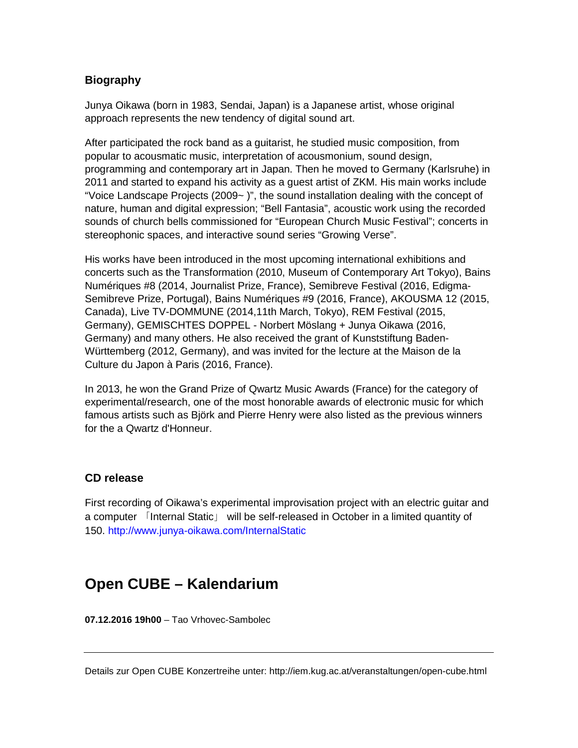### Biography

Junya Oikawa (born in 1983, Sendai, Japan) is a Japanese artist, whose original approach represents the new tendency of digital sound art.

After participated the rock band as a guitarist, he studied music composition, from popular to acousmatic music, interpretation of acousmonium, sound design, programming and contemporary art in Japan. Then he moved to Germany (Karlsruhe) in 2011 and started to expand his activity as a guest artist of ZKM. His main works include "Voice Landscape Projects (2009~ )", the sound installation dealing with the concept of nature, human and digital expression; "Bell Fantasia", acoustic work using the recorded sounds of church bells commissioned for "European Church Music Festival"; concerts in stereophonic spaces, and interactive sound series "Growing Verse".

His works have been introduced in the most upcoming international exhibitions and concerts such as the Transformation (2010, Museum of Contemporary Art Tokyo), Bains Numériques #8 (2014, Journalist Prize, France), Semibreve Festival (2016, Edigma-Semibreve Prize, Portugal), Bains Numériques #9 (2016, France), AKOUSMA 12 (2015, Canada), Live TV-DOMMUNE (2014,11th March, Tokyo), REM Festival (2015, Germany), GEMISCHTES DOPPEL - Norbert Möslang + Junya Oikawa (2016, Germany) and many others. He also received the grant of Kunststiftung Baden-Württemberg (2012, Germany), and was invited for the lecture at the Maison de la Culture du Japon à Paris (2016, France).

In 2013, he won the Grand Prize of Qwartz Music Awards (France) for the category of experimental/research, one of the most honorable awards of electronic music for which famous artists such as Björk and Pierre Henry were also listed as the previous winners for the a Qwartz d'Honneur.

### CD release

First recording of Oikawa's experimental improvisation project with an electric guitar and a computer 「Internal Static」 will be self-released in October in a limited quantity of 150. http://www.junya-oikawa.com/InternalStatic

## Open CUBE – Kalendarium

**07.12.2016 19h00** – Tao Vrhovec-Sambolec

---

Details zur Open CUBE Konzertreihe unter: http://iem.kug.ac.at/veranstaltungen/open-cube.html